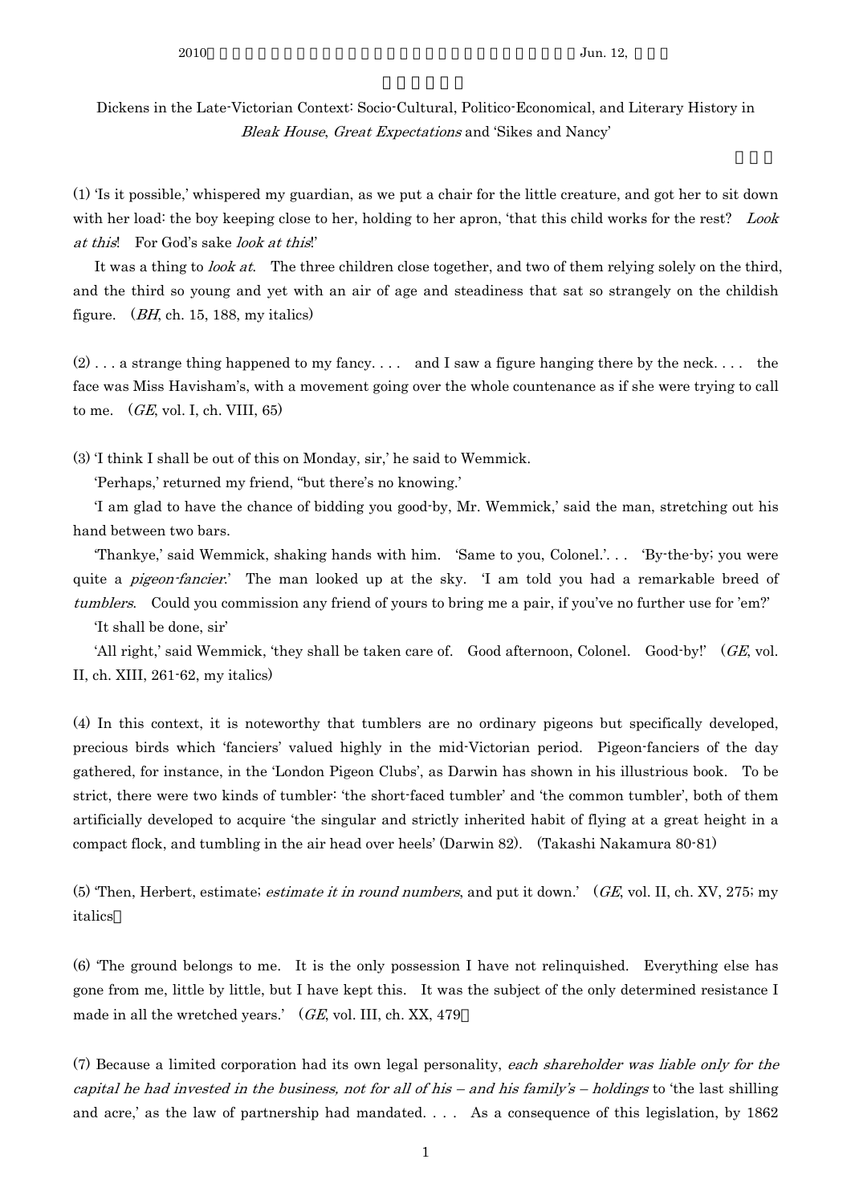Dickens in the Late-Victorian Context: Socio-Cultural, Politico-Economical, and Literary History in *Bleak House*, *Great Expectations* and 'Sikes and Nancy'

(1) 'Is it possible,' whispered my guardian, as we put a chair for the little creature, and got her to sit down with her load: the boy keeping close to her, holding to her apron, 'that this child works for the rest? *Look at this*! For God's sake *look at this*!'

It was a thing to *look at*. The three children close together, and two of them relying solely on the third, and the third so young and yet with an air of age and steadiness that sat so strangely on the childish figure. (*BH*, ch. 15, 188, my italics)

(2) . . . a strange thing happened to my fancy. . . . and I saw a figure hanging there by the neck. . . . the face was Miss Havisham's, with a movement going over the whole countenance as if she were trying to call to me. (*GE*, vol. I, ch. VIII, 65)

(3) 'I think I shall be out of this on Monday, sir,' he said to Wemmick.

'Perhaps,' returned my friend, "but there's no knowing.'

'I am glad to have the chance of bidding you good-by, Mr. Wemmick,' said the man, stretching out his hand between two bars.

'Thankye,' said Wemmick, shaking hands with him. 'Same to you, Colonel.'. . . 'By-the-by; you were quite a *pigeon-fancier*.' The man looked up at the sky. 'I am told you had a remarkable breed of *tumblers*. Could you commission any friend of yours to bring me a pair, if you've no further use for 'em?'

'It shall be done, sir'

'All right,' said Wemmick, 'they shall be taken care of. Good afternoon, Colonel. Good-by!' (*GE*, vol. II, ch. XIII, 261-62, my italics)

(4) In this context, it is noteworthy that tumblers are no ordinary pigeons but specifically developed, precious birds which 'fanciers' valued highly in the mid-Victorian period. Pigeon-fanciers of the day gathered, for instance, in the 'London Pigeon Clubs', as Darwin has shown in his illustrious book. To be strict, there were two kinds of tumbler: 'the short-faced tumbler' and 'the common tumbler', both of them artificially developed to acquire 'the singular and strictly inherited habit of flying at a great height in a compact flock, and tumbling in the air head over heels' (Darwin 82). (Takashi Nakamura 80-81)

(5) 'Then, Herbert, estimate; *estimate it in round numbers*, and put it down.' (*GE*, vol. II, ch. XV, 275; my italics)

(6) 'The ground belongs to me. It is the only possession I have not relinquished. Everything else has gone from me, little by little, but I have kept this. It was the subject of the only determined resistance I made in all the wretched years.' (*GE*, vol. III, ch. XX, 479)

(7) Because a limited corporation had its own legal personality, *each shareholder was liable only for the capital he had invested in the business, not for all of his – and his family's – holdings* to 'the last shilling and acre,' as the law of partnership had mandated. . . . As a consequence of this legislation, by 1862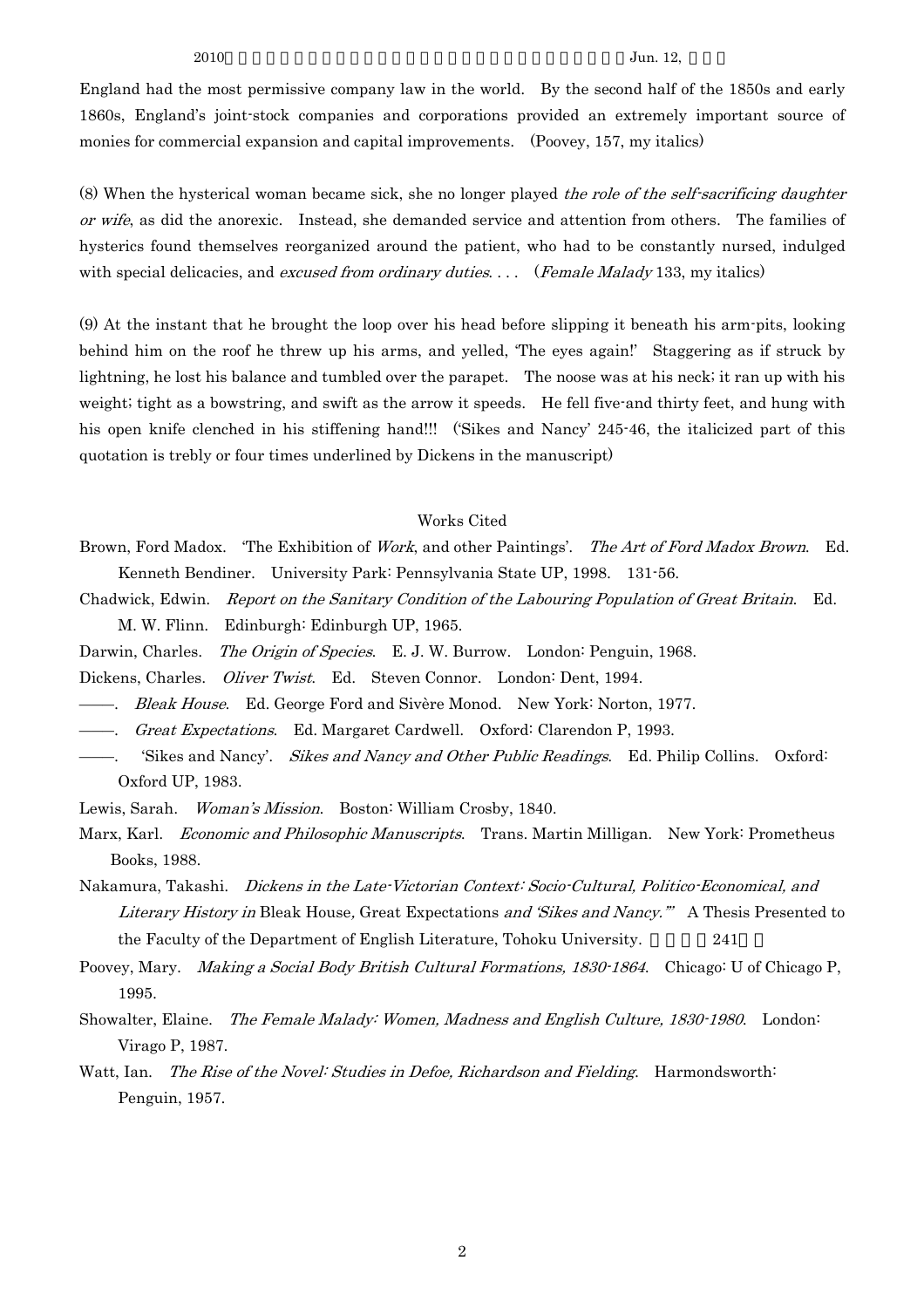England had the most permissive company law in the world. By the second half of the 1850s and early 1860s, England's joint-stock companies and corporations provided an extremely important source of monies for commercial expansion and capital improvements. (Poovey, 157, my italics)

(8) When the hysterical woman became sick, she no longer played *the role of the self-sacrificing daughter or wife*, as did the anorexic. Instead, she demanded service and attention from others. The families of hysterics found themselves reorganized around the patient, who had to be constantly nursed, indulged with special delicacies, and *excused from ordinary duties*. . . . (*Female Malady* 133, my italics)

(9) At the instant that he brought the loop over his head before slipping it beneath his arm-pits, looking behind him on the roof he threw up his arms, and yelled, 'The eyes again!' Staggering as if struck by lightning, he lost his balance and tumbled over the parapet. The noose was at his neck; it ran up with his weight; tight as a bowstring, and swift as the arrow it speeds. He fell five-and thirty feet, and hung with his open knife clenched in his stiffening hand!!! ('Sikes and Nancy' 245-46, the italicized part of this quotation is trebly or four times underlined by Dickens in the manuscript)

## Works Cited

Brown, Ford Madox. 'The Exhibition of *Work*, and other Paintings'. *The Art of Ford Madox Brown*. Ed. Kenneth Bendiner. University Park: Pennsylvania State UP, 1998. 131-56.

Chadwick, Edwin. *Report on the Sanitary Condition of the Labouring Population of Great Britain*. Ed. M. W. Flinn. Edinburgh: Edinburgh UP, 1965.

Darwin, Charles. *The Origin of Species*. E. J. W. Burrow. London: Penguin, 1968.

Dickens, Charles. *Oliver Twist*. Ed. Steven Connor. London: Dent, 1994.

——. *Bleak House*. Ed. George Ford and Sivère Monod. New York: Norton, 1977.

——. *Great Expectations*. Ed. Margaret Cardwell. Oxford: Clarendon P, 1993.

——. 'Sikes and Nancy'. *Sikes and Nancy and Other Public Readings*. Ed. Philip Collins. Oxford: Oxford UP, 1983.

Lewis, Sarah. *Woman's Mission*. Boston: William Crosby, 1840.

Marx, Karl. *Economic and Philosophic Manuscripts*. Trans. Martin Milligan. New York: Prometheus Books, 1988.

Nakamura, Takashi. *Dickens in the Late-Victorian Context: Socio-Cultural, Politico-Economical, and Literary History in* Bleak House, Great Expectations *and 'Sikes and Nancy.'"* A Thesis Presented to the Faculty of the Department of English Literature, Tohoku University. 241

Poovey, Mary. *Making a Social Body British Cultural Formations, 1830-1864*. Chicago: U of Chicago P, 1995.

Showalter, Elaine. *The Female Malady: Women, Madness and English Culture, 1830-1980*. London: Virago P, 1987.

Watt, Ian. *The Rise of the Novel: Studies in Defoe, Richardson and Fielding*. Harmondsworth: Penguin, 1957.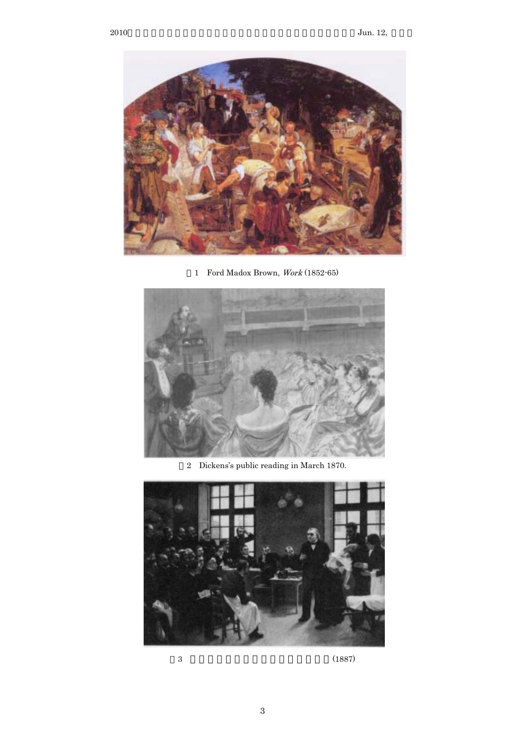1 Ford Madox Brown, *Work* (1852-65)

2 Dickens's public reading in March 1870.

3 (1887)